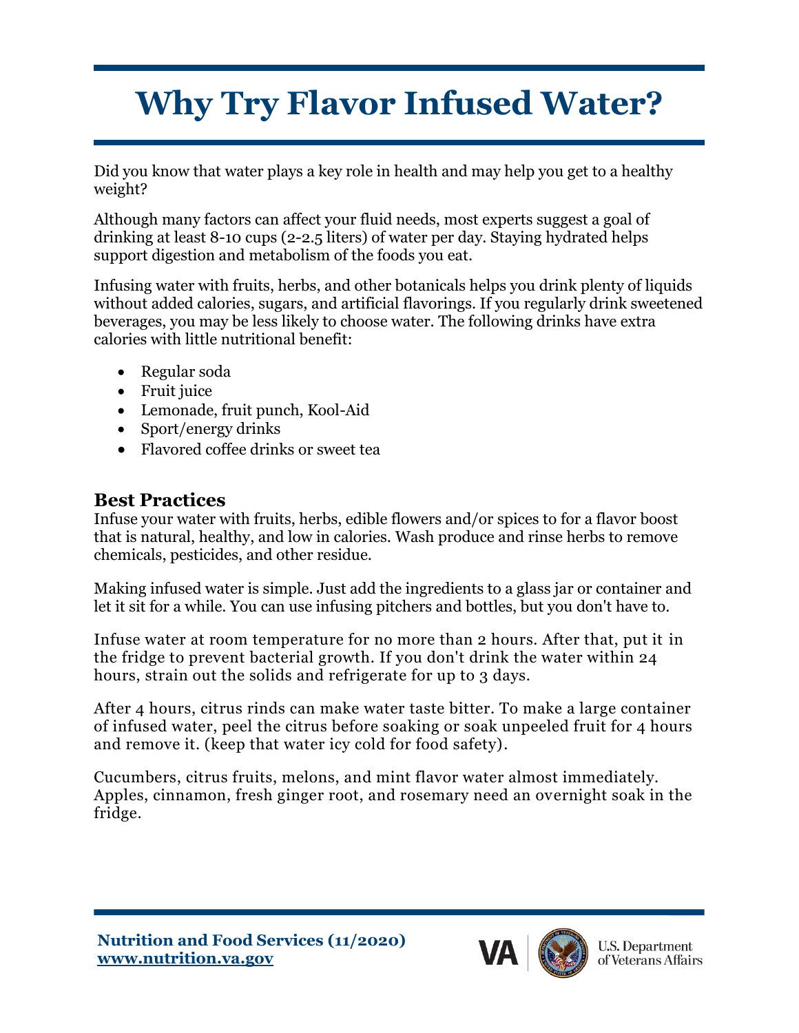# Why Try Flavor Infused Water?

Did you know that water plays a key role in health and may help you get to a healthy weight?

Although many factors can affect your fluid needs, most experts suggest a goal of drinking at least 8-10 cups (2-2.5 liters) of water per day. Staying hydrated helps support digestion and metabolism of the foods you eat.

Infusing water with fruits, herbs, and other botanicals helps you drink plenty of liquids without added calories, sugars, and artificial flavorings. If you regularly drink sweetened beverages, you may be less likely to choose water. The following drinks have extra calories with little nutritional benefit:

- Regular soda
- Fruit juice
- Lemonade, fruit punch, Kool-Aid
- Sport/energy drinks
- Flavored coffee drinks or sweet tea

## Best Practices

Infuse your water with fruits, herbs, edible flowers and/or spices to for a flavor boost that is natural, healthy, and low in calories. Wash produce and rinse herbs to remove chemicals, pesticides, and other residue.

Making infused water is simple. Just add the ingredients to a glass jar or container and let it sit for a while. You can use infusing pitchers and bottles, but you don't have to.

Infuse water at room temperature for no more than 2 hours. After that, put it in the fridge to prevent bacterial growth. If you don't drink the water within 24 hours, strain out the solids and refrigerate for up to 3 days.

After 4 hours, citrus rinds can make water taste bitter. To make a large container of infused water, peel the citrus before soaking or soak unpeeled fruit for 4 hours and remove it. (keep that water icy cold for food safety).

Cucumbers, citrus fruits, melons, and mint flavor water almost immediately. Apples, cinnamon, fresh ginger root, and rosemary need an overnight soak in the fridge.

**Nutrition and Food Services (11/2020)**
**www.nutrition.va.gov**

U.S. Department of Veterans Affairs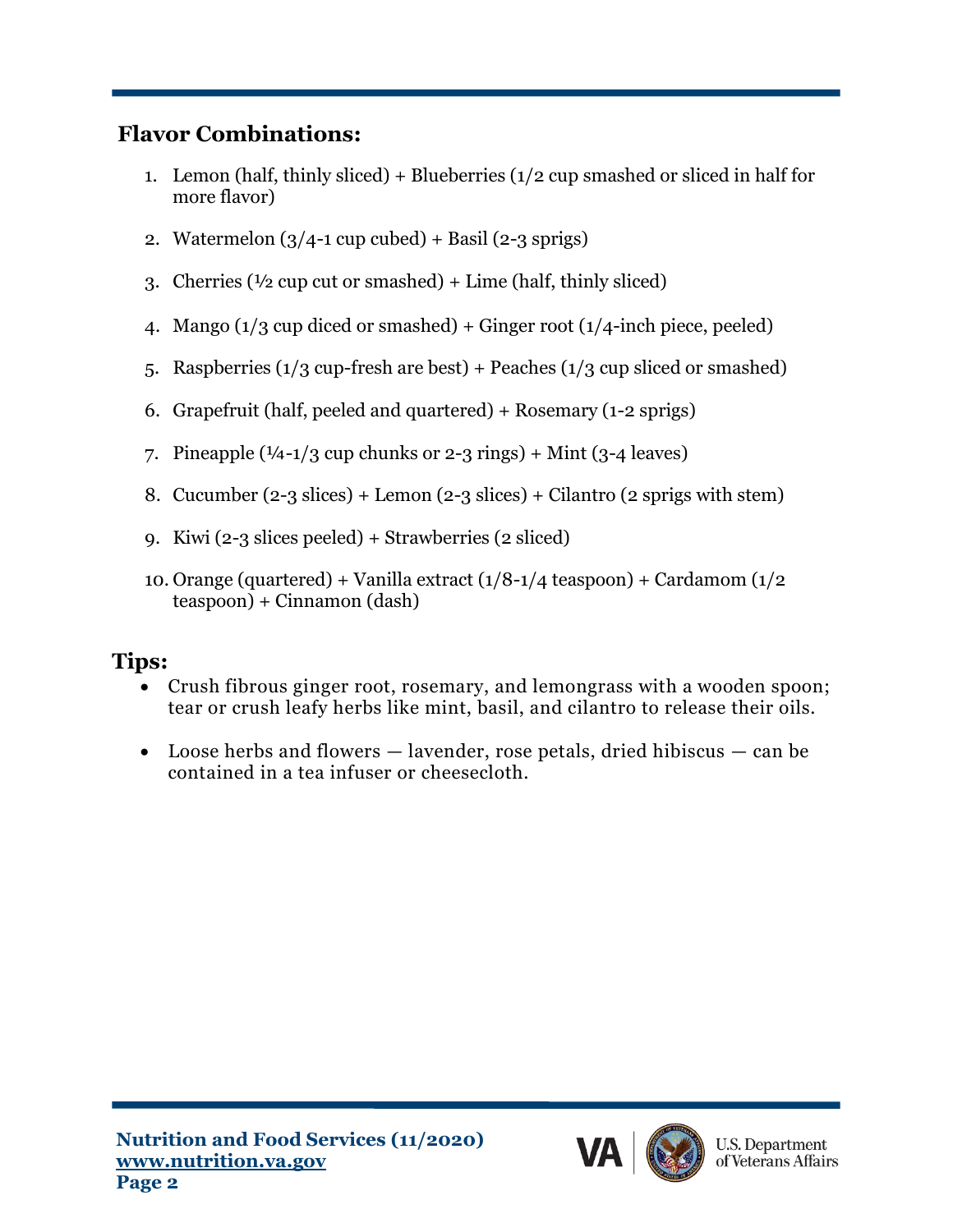## Flavor Combinations:

1. Lemon (half, thinly sliced) + Blueberries (1/2 cup smashed or sliced in half for more flavor)
2. Watermelon (3/4-1 cup cubed) + Basil (2-3 sprigs)
3. Cherries (½ cup cut or smashed) + Lime (half, thinly sliced)
4. Mango (1/3 cup diced or smashed) + Ginger root (1/4-inch piece, peeled)
5. Raspberries (1/3 cup-fresh are best) + Peaches (1/3 cup sliced or smashed)
6. Grapefruit (half, peeled and quartered) + Rosemary (1-2 sprigs)
7. Pineapple (¼-1/3 cup chunks or 2-3 rings) + Mint (3-4 leaves)
8. Cucumber (2-3 slices) + Lemon (2-3 slices) + Cilantro (2 sprigs with stem)
9. Kiwi (2-3 slices peeled) + Strawberries (2 sliced)
10. Orange (quartered) + Vanilla extract (1/8-1/4 teaspoon) + Cardamom (1/2 teaspoon) + Cinnamon (dash)

## Tips:

- Crush fibrous ginger root, rosemary, and lemongrass with a wooden spoon; tear or crush leafy herbs like mint, basil, and cilantro to release their oils.
- Loose herbs and flowers — lavender, rose petals, dried hibiscus — can be contained in a tea infuser or cheesecloth.

**Nutrition and Food Services (11/2020)**
**www.nutrition.va.gov**

VA | U.S. Department of Veterans Affairs